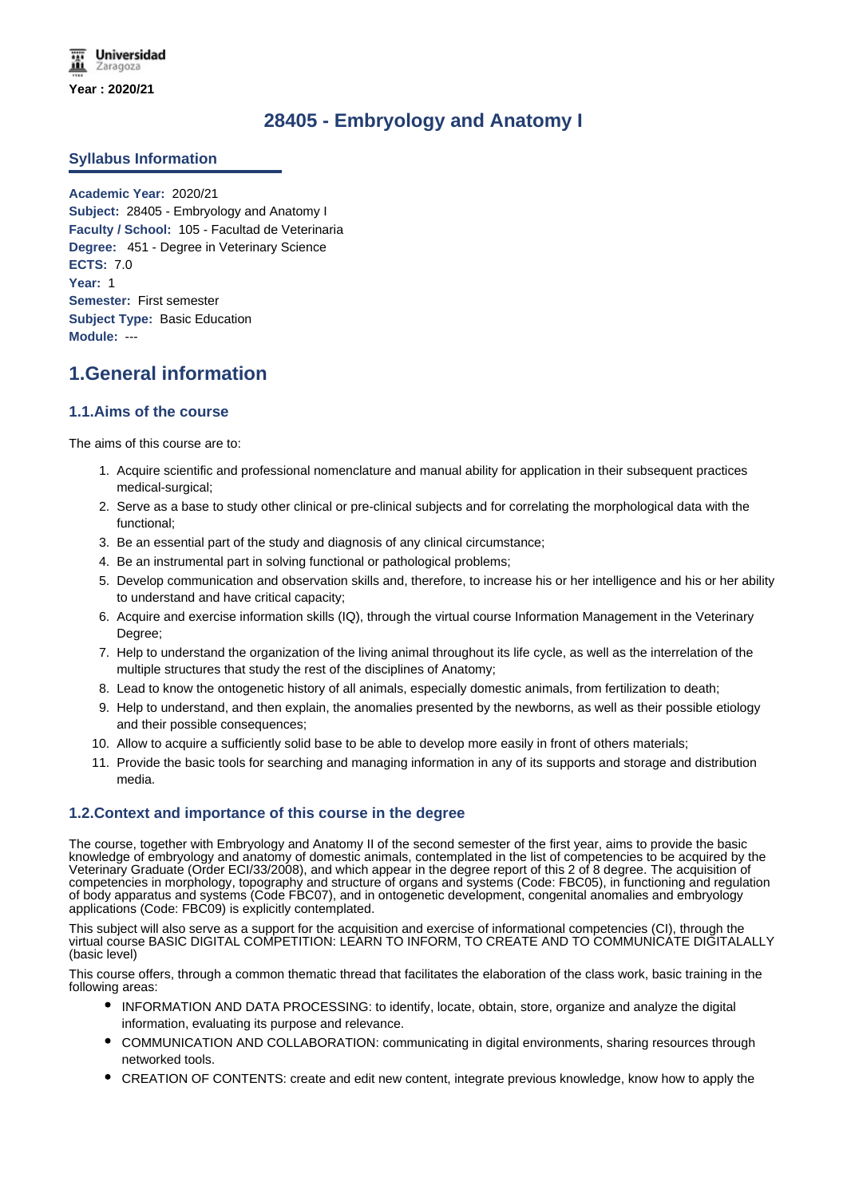Universidad Zaragoza

Year : 2020/21

# 28405 - Embryology and Anatomy I

## Syllabus Information

**Academic Year:** 2020/21
**Subject:** 28405 - Embryology and Anatomy I
**Faculty / School:** 105 - Facultad de Veterinaria
**Degree:** 451 - Degree in Veterinary Science
**ECTS:** 7.0
**Year:** 1
**Semester:** First semester
**Subject Type:** Basic Education
**Module:** ---

# 1.General information

### 1.1.Aims of the course

The aims of this course are to:

1. Acquire scientific and professional nomenclature and manual ability for application in their subsequent practices medical-surgical;
2. Serve as a base to study other clinical or pre-clinical subjects and for correlating the morphological data with the functional;
3. Be an essential part of the study and diagnosis of any clinical circumstance;
4. Be an instrumental part in solving functional or pathological problems;
5. Develop communication and observation skills and, therefore, to increase his or her intelligence and his or her ability to understand and have critical capacity;
6. Acquire and exercise information skills (IQ), through the virtual course Information Management in the Veterinary Degree;
7. Help to understand the organization of the living animal throughout its life cycle, as well as the interrelation of the multiple structures that study the rest of the disciplines of Anatomy;
8. Lead to know the ontogenetic history of all animals, especially domestic animals, from fertilization to death;
9. Help to understand, and then explain, the anomalies presented by the newborns, as well as their possible etiology and their possible consequences;
10. Allow to acquire a sufficiently solid base to be able to develop more easily in front of others materials;
11. Provide the basic tools for searching and managing information in any of its supports and storage and distribution media.

### 1.2.Context and importance of this course in the degree

The course, together with Embryology and Anatomy II of the second semester of the first year, aims to provide the basic knowledge of embryology and anatomy of domestic animals, contemplated in the list of competencies to be acquired by the Veterinary Graduate (Order ECI/33/2008), and which appear in the degree report of this 2 of 8 degree. The acquisition of competencies in morphology, topography and structure of organs and systems (Code: FBC05), in functioning and regulation of body apparatus and systems (Code FBC07), and in ontogenetic development, congenital anomalies and embryology applications (Code: FBC09) is explicitly contemplated.

This subject will also serve as a support for the acquisition and exercise of informational competencies (CI), through the virtual course BASIC DIGITAL COMPETITION: LEARN TO INFORM, TO CREATE AND TO COMMUNICATE DIGITALALLY (basic level)

This course offers, through a common thematic thread that facilitates the elaboration of the class work, basic training in the following areas:

- INFORMATION AND DATA PROCESSING: to identify, locate, obtain, store, organize and analyze the digital information, evaluating its purpose and relevance.
- COMMUNICATION AND COLLABORATION: communicating in digital environments, sharing resources through networked tools.
- CREATION OF CONTENTS: create and edit new content, integrate previous knowledge, know how to apply the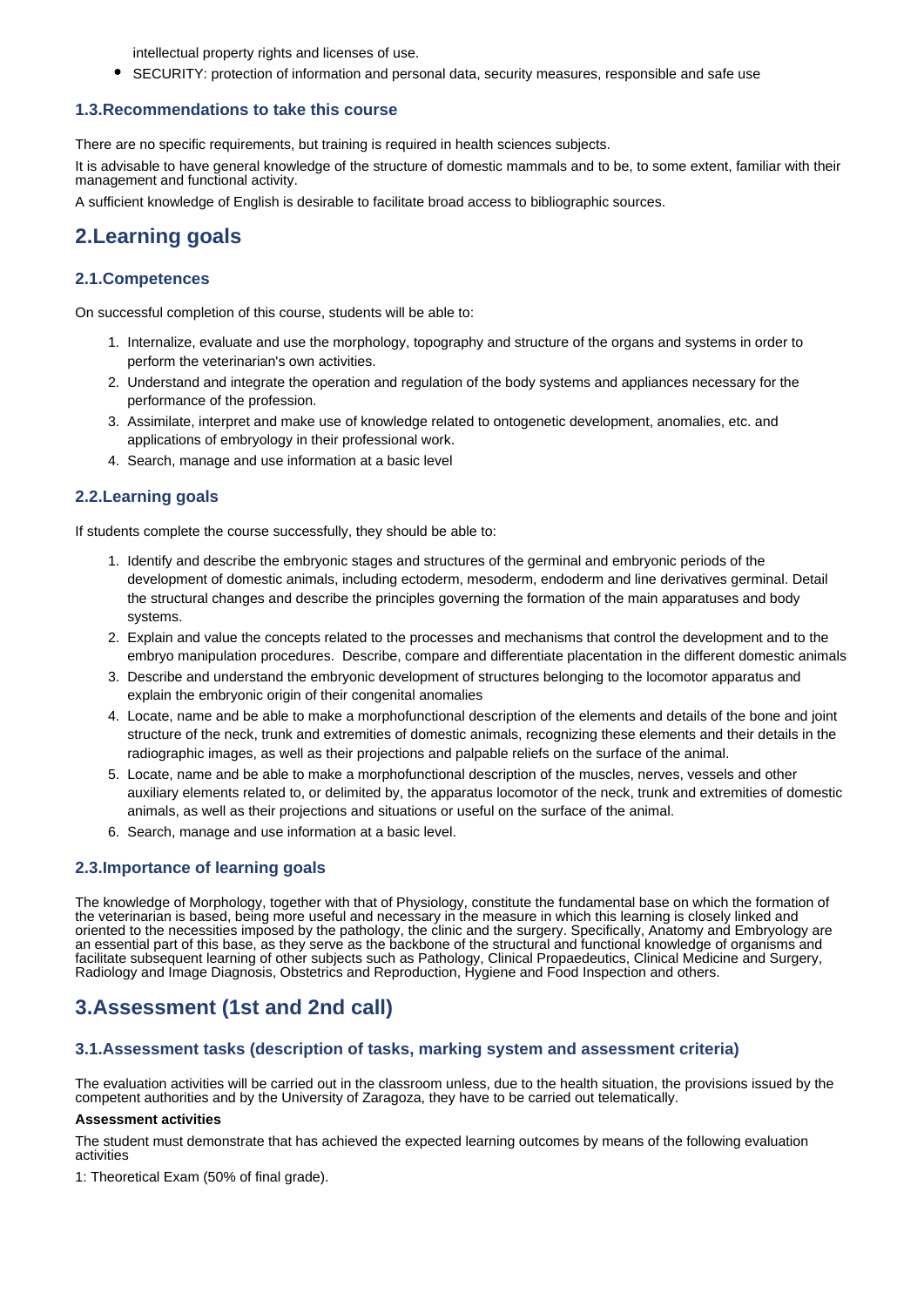intellectual property rights and licenses of use.

- SECURITY: protection of information and personal data, security measures, responsible and safe use

### 1.3.Recommendations to take this course

There are no specific requirements, but training is required in health sciences subjects.

It is advisable to have general knowledge of the structure of domestic mammals and to be, to some extent, familiar with their management and functional activity.

A sufficient knowledge of English is desirable to facilitate broad access to bibliographic sources.

## 2.Learning goals

### 2.1.Competences

On successful completion of this course, students will be able to:

1. Internalize, evaluate and use the morphology, topography and structure of the organs and systems in order to perform the veterinarian's own activities.
2. Understand and integrate the operation and regulation of the body systems and appliances necessary for the performance of the profession.
3. Assimilate, interpret and make use of knowledge related to ontogenetic development, anomalies, etc. and applications of embryology in their professional work.
4. Search, manage and use information at a basic level

### 2.2.Learning goals

If students complete the course successfully, they should be able to:

1. Identify and describe the embryonic stages and structures of the germinal and embryonic periods of the development of domestic animals, including ectoderm, mesoderm, endoderm and line derivatives germinal. Detail the structural changes and describe the principles governing the formation of the main apparatuses and body systems.
2. Explain and value the concepts related to the processes and mechanisms that control the development and to the embryo manipulation procedures.  Describe, compare and differentiate placentation in the different domestic animals
3. Describe and understand the embryonic development of structures belonging to the locomotor apparatus and explain the embryonic origin of their congenital anomalies
4. Locate, name and be able to make a morphofunctional description of the elements and details of the bone and joint structure of the neck, trunk and extremities of domestic animals, recognizing these elements and their details in the radiographic images, as well as their projections and palpable reliefs on the surface of the animal.
5. Locate, name and be able to make a morphofunctional description of the muscles, nerves, vessels and other auxiliary elements related to, or delimited by, the apparatus locomotor of the neck, trunk and extremities of domestic animals, as well as their projections and situations or useful on the surface of the animal.
6. Search, manage and use information at a basic level.

### 2.3.Importance of learning goals

The knowledge of Morphology, together with that of Physiology, constitute the fundamental base on which the formation of the veterinarian is based, being more useful and necessary in the measure in which this learning is closely linked and oriented to the necessities imposed by the pathology, the clinic and the surgery. Specifically, Anatomy and Embryology are an essential part of this base, as they serve as the backbone of the structural and functional knowledge of organisms and facilitate subsequent learning of other subjects such as Pathology, Clinical Propaedeutics, Clinical Medicine and Surgery, Radiology and Image Diagnosis, Obstetrics and Reproduction, Hygiene and Food Inspection and others.

## 3.Assessment (1st and 2nd call)

### 3.1.Assessment tasks (description of tasks, marking system and assessment criteria)

The evaluation activities will be carried out in the classroom unless, due to the health situation, the provisions issued by the competent authorities and by the University of Zaragoza, they have to be carried out telematically.

**Assessment activities**

The student must demonstrate that has achieved the expected learning outcomes by means of the following evaluation activities

1: Theoretical Exam (50% of final grade).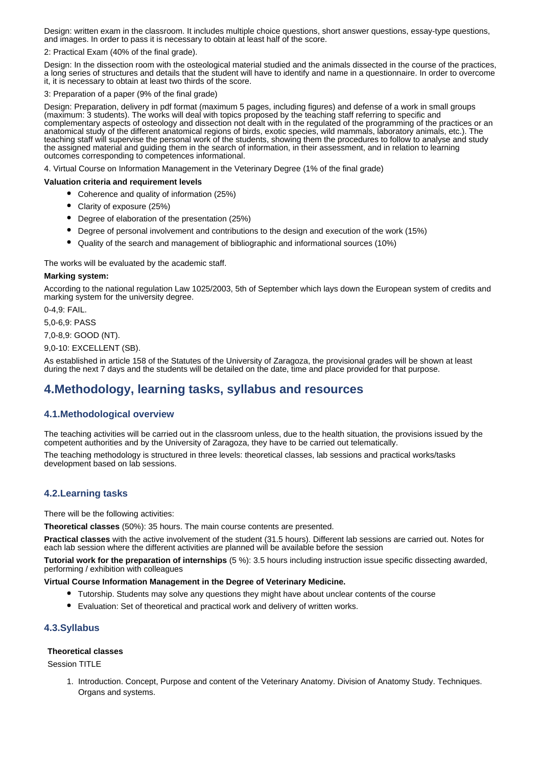Design: written exam in the classroom. It includes multiple choice questions, short answer questions, essay-type questions, and images. In order to pass it is necessary to obtain at least half of the score.

2: Practical Exam (40% of the final grade).

Design: In the dissection room with the osteological material studied and the animals dissected in the course of the practices, a long series of structures and details that the student will have to identify and name in a questionnaire. In order to overcome it, it is necessary to obtain at least two thirds of the score.

3: Preparation of a paper (9% of the final grade)

Design: Preparation, delivery in pdf format (maximum 5 pages, including figures) and defense of a work in small groups (maximum: 3 students). The works will deal with topics proposed by the teaching staff referring to specific and complementary aspects of osteology and dissection not dealt with in the regulated of the programming of the practices or an anatomical study of the different anatomical regions of birds, exotic species, wild mammals, laboratory animals, etc.). The teaching staff will supervise the personal work of the students, showing them the procedures to follow to analyse and study the assigned material and guiding them in the search of information, in their assessment, and in relation to learning outcomes corresponding to competences informational.

4. Virtual Course on Information Management in the Veterinary Degree (1% of the final grade)

**Valuation criteria and requirement levels**

- Coherence and quality of information (25%)
- Clarity of exposure (25%)
- Degree of elaboration of the presentation (25%)
- Degree of personal involvement and contributions to the design and execution of the work (15%)
- Quality of the search and management of bibliographic and informational sources (10%)

The works will be evaluated by the academic staff.

**Marking system:**

According to the national regulation Law 1025/2003, 5th of September which lays down the European system of credits and marking system for the university degree.

0-4,9: FAIL.

5,0-6,9: PASS

7,0-8,9: GOOD (NT).

9,0-10: EXCELLENT (SB).

As established in article 158 of the Statutes of the University of Zaragoza, the provisional grades will be shown at least during the next 7 days and the students will be detailed on the date, time and place provided for that purpose.

# 4.Methodology, learning tasks, syllabus and resources

## 4.1.Methodological overview

The teaching activities will be carried out in the classroom unless, due to the health situation, the provisions issued by the competent authorities and by the University of Zaragoza, they have to be carried out telematically.

The teaching methodology is structured in three levels: theoretical classes, lab sessions and practical works/tasks development based on lab sessions.

## 4.2.Learning tasks

There will be the following activities:

**Theoretical classes** (50%): 35 hours. The main course contents are presented.

**Practical classes** with the active involvement of the student (31.5 hours). Different lab sessions are carried out. Notes for each lab session where the different activities are planned will be available before the session

**Tutorial work for the preparation of internships** (5 %): 3.5 hours including instruction issue specific dissecting awarded, performing / exhibition with colleagues

**Virtual Course Information Management in the Degree of Veterinary Medicine.**

- Tutorship. Students may solve any questions they might have about unclear contents of the course
- Evaluation: Set of theoretical and practical work and delivery of written works.

## 4.3.Syllabus

**Theoretical classes**

Session TITLE

1. Introduction. Concept, Purpose and content of the Veterinary Anatomy. Division of Anatomy Study. Techniques. Organs and systems.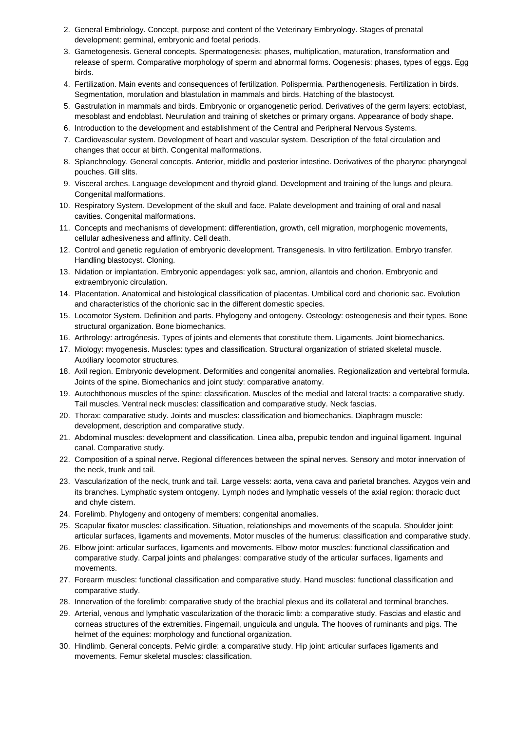2. General Embriology. Concept, purpose and content of the Veterinary Embryology. Stages of prenatal development: germinal, embryonic and foetal periods.
3. Gametogenesis. General concepts. Spermatogenesis: phases, multiplication, maturation, transformation and release of sperm. Comparative morphology of sperm and abnormal forms. Oogenesis: phases, types of eggs. Egg birds.
4. Fertilization. Main events and consequences of fertilization. Polispermia. Parthenogenesis. Fertilization in birds. Segmentation, morulation and blastulation in mammals and birds. Hatching of the blastocyst.
5. Gastrulation in mammals and birds. Embryonic or organogenetic period. Derivatives of the germ layers: ectoblast, mesoblast and endoblast. Neurulation and training of sketches or primary organs. Appearance of body shape.
6. Introduction to the development and establishment of the Central and Peripheral Nervous Systems.
7. Cardiovascular system. Development of heart and vascular system. Description of the fetal circulation and changes that occur at birth. Congenital malformations.
8. Splanchnology. General concepts. Anterior, middle and posterior intestine. Derivatives of the pharynx: pharyngeal pouches. Gill slits.
9. Visceral arches. Language development and thyroid gland. Development and training of the lungs and pleura. Congenital malformations.
10. Respiratory System. Development of the skull and face. Palate development and training of oral and nasal cavities. Congenital malformations.
11. Concepts and mechanisms of development: differentiation, growth, cell migration, morphogenic movements, cellular adhesiveness and affinity. Cell death.
12. Control and genetic regulation of embryonic development. Transgenesis. In vitro fertilization. Embryo transfer. Handling blastocyst. Cloning.
13. Nidation or implantation. Embryonic appendages: yolk sac, amnion, allantois and chorion. Embryonic and extraembryonic circulation.
14. Placentation. Anatomical and histological classification of placentas. Umbilical cord and chorionic sac. Evolution and characteristics of the chorionic sac in the different domestic species.
15. Locomotor System. Definition and parts. Phylogeny and ontogeny. Osteology: osteogenesis and their types. Bone structural organization. Bone biomechanics.
16. Arthrology: artrogénesis. Types of joints and elements that constitute them. Ligaments. Joint biomechanics.
17. Miology: myogenesis. Muscles: types and classification. Structural organization of striated skeletal muscle. Auxiliary locomotor structures.
18. Axil region. Embryonic development. Deformities and congenital anomalies. Regionalization and vertebral formula. Joints of the spine. Biomechanics and joint study: comparative anatomy.
19. Autochthonous muscles of the spine: classification. Muscles of the medial and lateral tracts: a comparative study. Tail muscles. Ventral neck muscles: classification and comparative study. Neck fascias.
20. Thorax: comparative study. Joints and muscles: classification and biomechanics. Diaphragm muscle: development, description and comparative study.
21. Abdominal muscles: development and classification. Linea alba, prepubic tendon and inguinal ligament. Inguinal canal. Comparative study.
22. Composition of a spinal nerve. Regional differences between the spinal nerves. Sensory and motor innervation of the neck, trunk and tail.
23. Vascularization of the neck, trunk and tail. Large vessels: aorta, vena cava and parietal branches. Azygos vein and its branches. Lymphatic system ontogeny. Lymph nodes and lymphatic vessels of the axial region: thoracic duct and chyle cistern.
24. Forelimb. Phylogeny and ontogeny of members: congenital anomalies.
25. Scapular fixator muscles: classification. Situation, relationships and movements of the scapula. Shoulder joint: articular surfaces, ligaments and movements. Motor muscles of the humerus: classification and comparative study.
26. Elbow joint: articular surfaces, ligaments and movements. Elbow motor muscles: functional classification and comparative study. Carpal joints and phalanges: comparative study of the articular surfaces, ligaments and movements.
27. Forearm muscles: functional classification and comparative study. Hand muscles: functional classification and comparative study.
28. Innervation of the forelimb: comparative study of the brachial plexus and its collateral and terminal branches.
29. Arterial, venous and lymphatic vascularization of the thoracic limb: a comparative study. Fascias and elastic and corneas structures of the extremities. Fingernail, unguicula and ungula. The hooves of ruminants and pigs. The helmet of the equines: morphology and functional organization.
30. Hindlimb. General concepts. Pelvic girdle: a comparative study. Hip joint: articular surfaces ligaments and movements. Femur skeletal muscles: classification.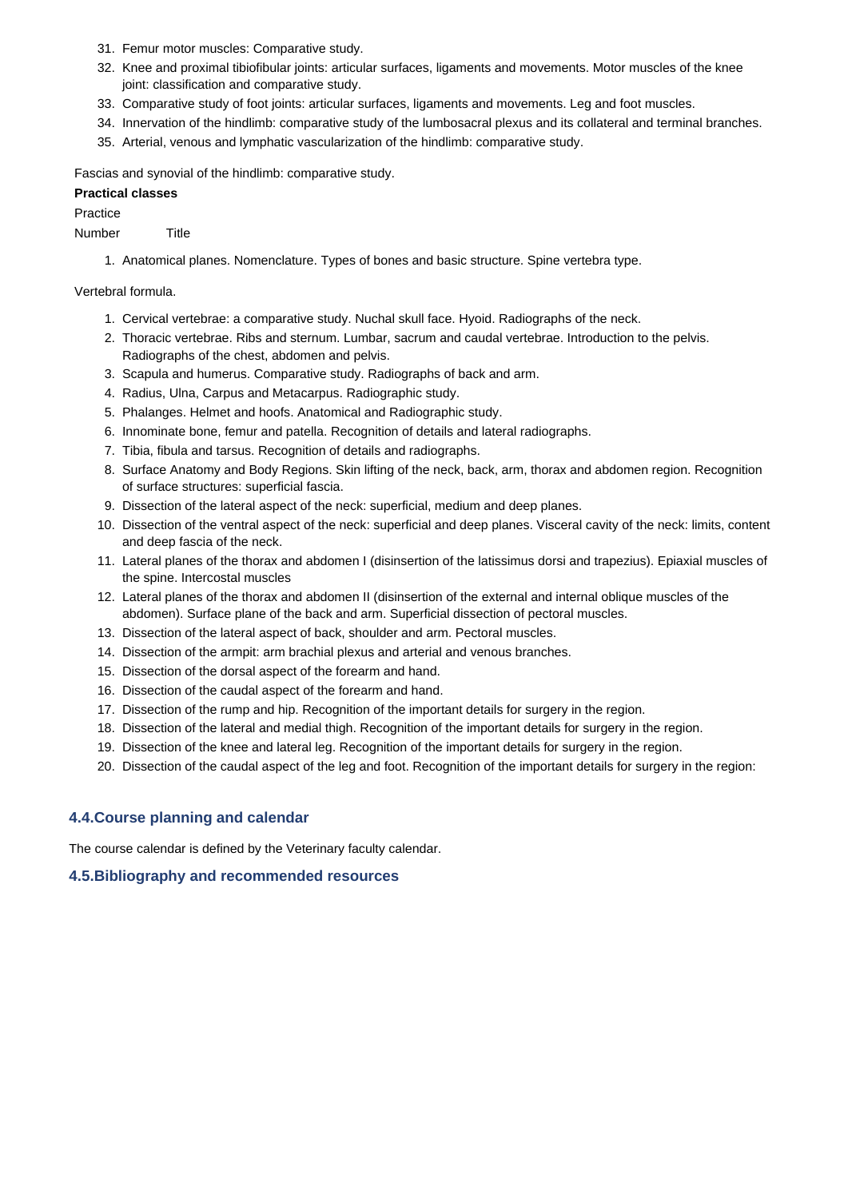31. Femur motor muscles: Comparative study.
32. Knee and proximal tibiofibular joints: articular surfaces, ligaments and movements. Motor muscles of the knee joint: classification and comparative study.
33. Comparative study of foot joints: articular surfaces, ligaments and movements. Leg and foot muscles.
34. Innervation of the hindlimb: comparative study of the lumbosacral plexus and its collateral and terminal branches.
35. Arterial, venous and lymphatic vascularization of the hindlimb: comparative study.

Fascias and synovial of the hindlimb: comparative study.

**Practical classes**

Practice

Number Title

1. Anatomical planes. Nomenclature. Types of bones and basic structure. Spine vertebra type.

Vertebral formula.

1. Cervical vertebrae: a comparative study. Nuchal skull face. Hyoid. Radiographs of the neck.
2. Thoracic vertebrae. Ribs and sternum. Lumbar, sacrum and caudal vertebrae. Introduction to the pelvis. Radiographs of the chest, abdomen and pelvis.
3. Scapula and humerus. Comparative study. Radiographs of back and arm.
4. Radius, Ulna, Carpus and Metacarpus. Radiographic study.
5. Phalanges. Helmet and hoofs. Anatomical and Radiographic study.
6. Innominate bone, femur and patella. Recognition of details and lateral radiographs.
7. Tibia, fibula and tarsus. Recognition of details and radiographs.
8. Surface Anatomy and Body Regions. Skin lifting of the neck, back, arm, thorax and abdomen region. Recognition of surface structures: superficial fascia.
9. Dissection of the lateral aspect of the neck: superficial, medium and deep planes.
10. Dissection of the ventral aspect of the neck: superficial and deep planes. Visceral cavity of the neck: limits, content and deep fascia of the neck.
11. Lateral planes of the thorax and abdomen I (disinsertion of the latissimus dorsi and trapezius). Epiaxial muscles of the spine. Intercostal muscles
12. Lateral planes of the thorax and abdomen II (disinsertion of the external and internal oblique muscles of the abdomen). Surface plane of the back and arm. Superficial dissection of pectoral muscles.
13. Dissection of the lateral aspect of back, shoulder and arm. Pectoral muscles.
14. Dissection of the armpit: arm brachial plexus and arterial and venous branches.
15. Dissection of the dorsal aspect of the forearm and hand.
16. Dissection of the caudal aspect of the forearm and hand.
17. Dissection of the rump and hip. Recognition of the important details for surgery in the region.
18. Dissection of the lateral and medial thigh. Recognition of the important details for surgery in the region.
19. Dissection of the knee and lateral leg. Recognition of the important details for surgery in the region.
20. Dissection of the caudal aspect of the leg and foot. Recognition of the important details for surgery in the region:

## 4.4.Course planning and calendar

The course calendar is defined by the Veterinary faculty calendar.

## 4.5.Bibliography and recommended resources